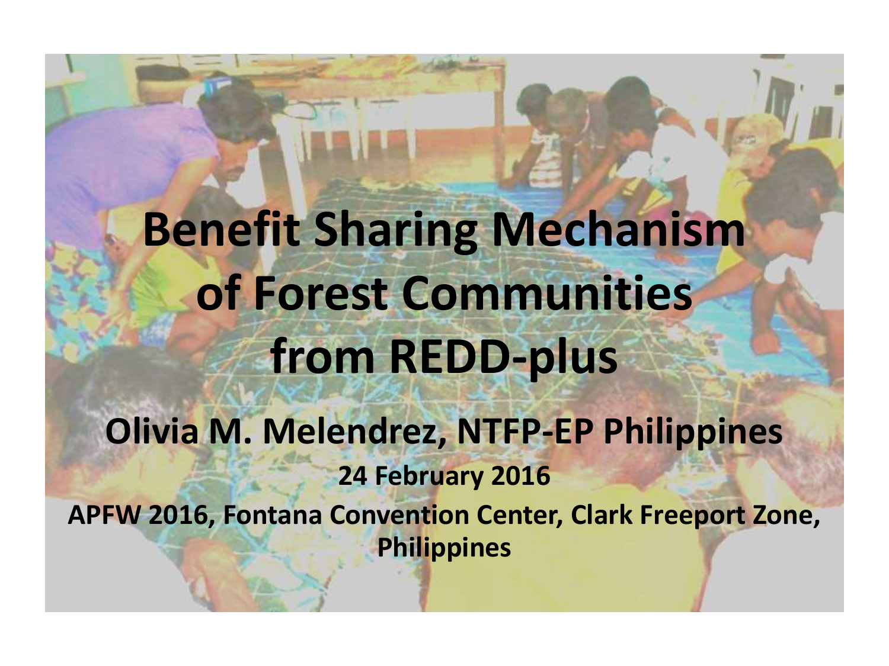# Benefit Sharing Mechanism of Forest Communities from REDD-plus

**Olivia M. Melendrez, NTFP-EP Philippines**

**24 February 2016**

**APFW 2016, Fontana Convention Center, Clark Freeport Zone, Philippines**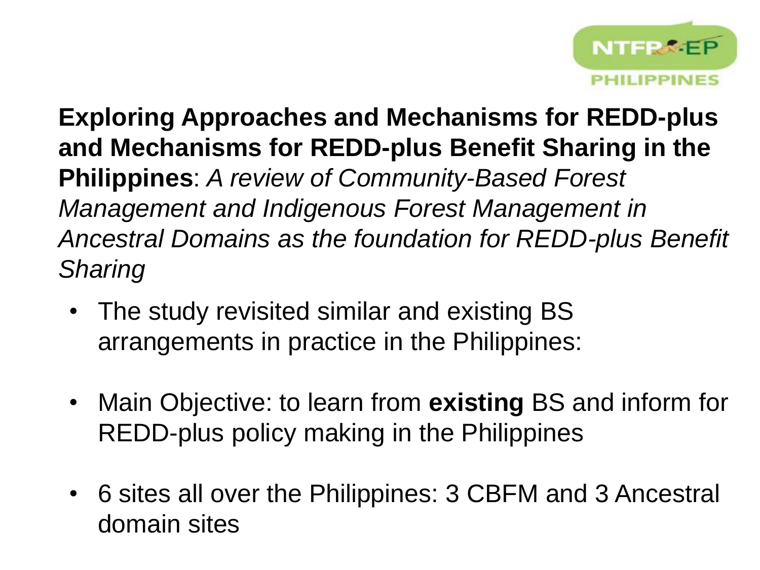**Exploring Approaches and Mechanisms for REDD-plus and Mechanisms for REDD-plus Benefit Sharing in the Philippines**: *A review of Community-Based Forest Management and Indigenous Forest Management in Ancestral Domains as the foundation for REDD-plus Benefit Sharing*

- The study revisited similar and existing BS arrangements in practice in the Philippines:
- Main Objective: to learn from **existing** BS and inform for REDD-plus policy making in the Philippines
- 6 sites all over the Philippines: 3 CBFM and 3 Ancestral domain sites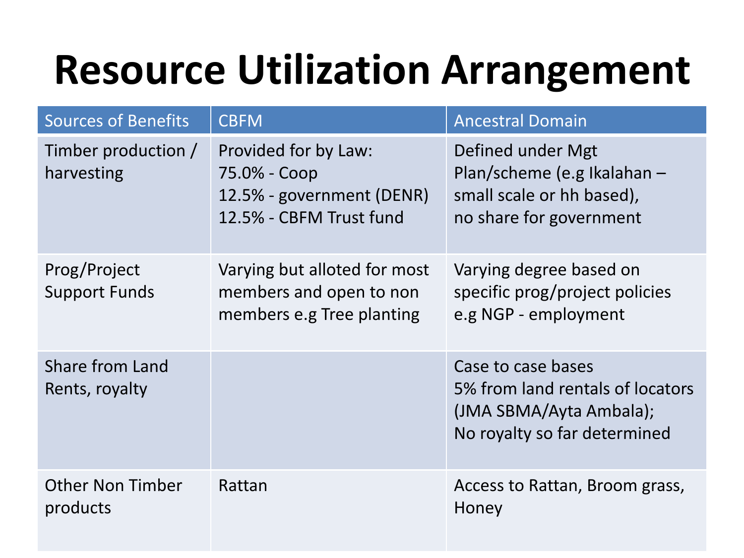# Resource Utilization Arrangement

| Sources of Benefits | CBFM | Ancestral Domain |
| --- | --- | --- |
| Timber production / harvesting | Provided for by Law:<br>75.0% - Coop<br>12.5% - government (DENR)<br>12.5% - CBFM Trust fund | Defined under Mgt Plan/scheme (e.g Ikalahan – small scale or hh based),<br>no share for government |
| Prog/Project Support Funds | Varying but alloted for most members and open to non members e.g Tree planting | Varying degree based on specific prog/project policies e.g NGP - employment |
| Share from Land Rents, royalty | | Case to case bases<br>5% from land rentals of locators (JMA SBMA/Ayta Ambala);<br>No royalty so far determined |
| Other Non Timber products | Rattan | Access to Rattan, Broom grass, Honey |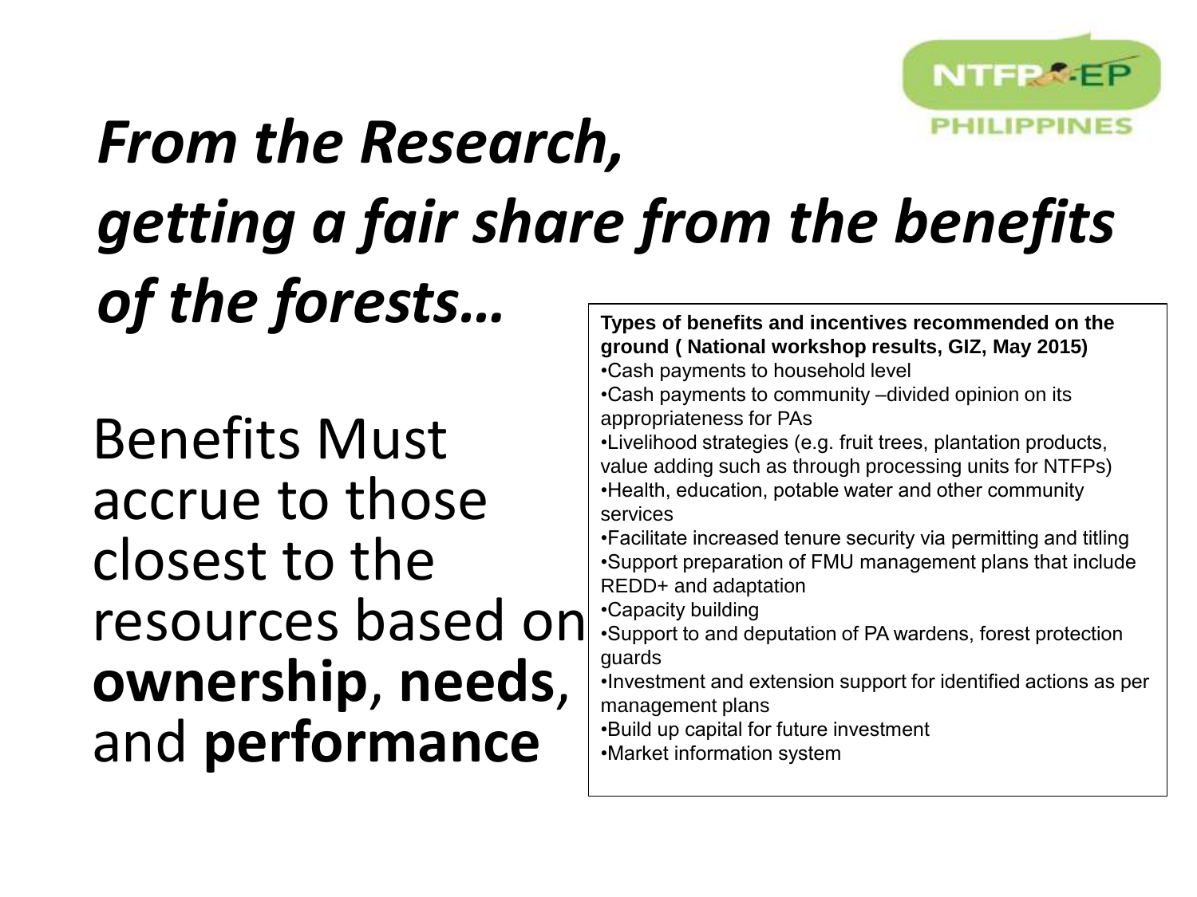# *From the Research, getting a fair share from the benefits of the forests…*

Benefits Must accrue to those closest to the resources based on **ownership**, **needs**, and **performance**

**Types of benefits and incentives recommended on the ground ( National workshop results, GIZ, May 2015)**

- Cash payments to household level
- Cash payments to community –divided opinion on its appropriateness for PAs
- Livelihood strategies (e.g. fruit trees, plantation products, value adding such as through processing units for NTFPs)
- Health, education, potable water and other community services
- Facilitate increased tenure security via permitting and titling
- Support preparation of FMU management plans that include REDD+ and adaptation
- Capacity building
- Support to and deputation of PA wardens, forest protection guards
- Investment and extension support for identified actions as per management plans
- Build up capital for future investment
- Market information system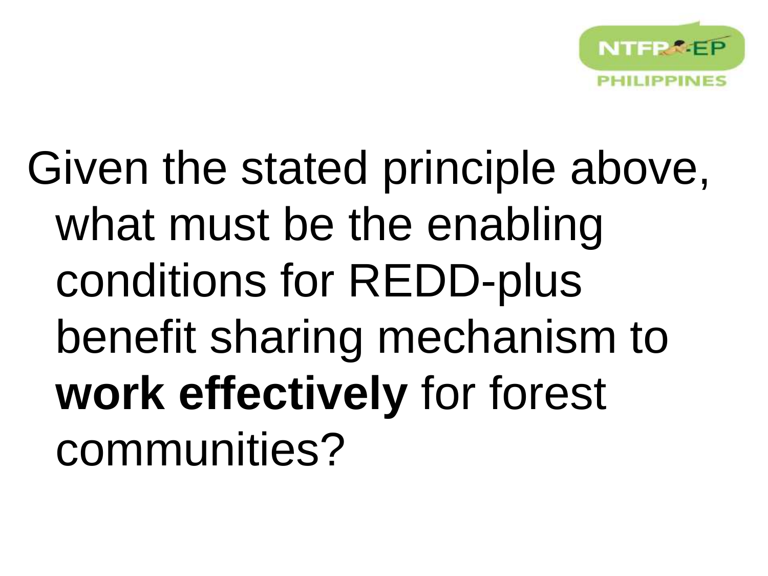Given the stated principle above, what must be the enabling conditions for REDD-plus benefit sharing mechanism to **work effectively** for forest communities?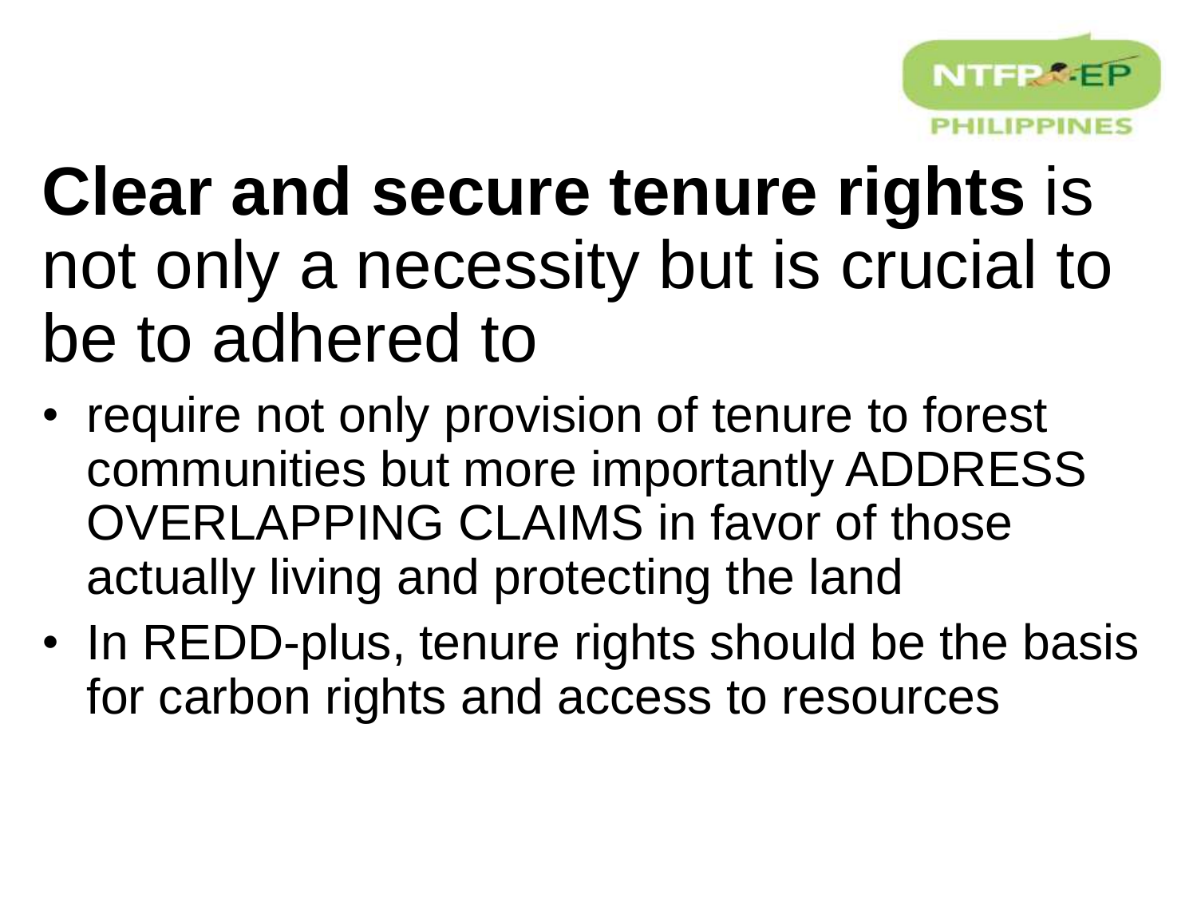# **Clear and secure tenure rights** is not only a necessity but is crucial to be to adhered to

- require not only provision of tenure to forest communities but more importantly ADDRESS OVERLAPPING CLAIMS in favor of those actually living and protecting the land
- In REDD-plus, tenure rights should be the basis for carbon rights and access to resources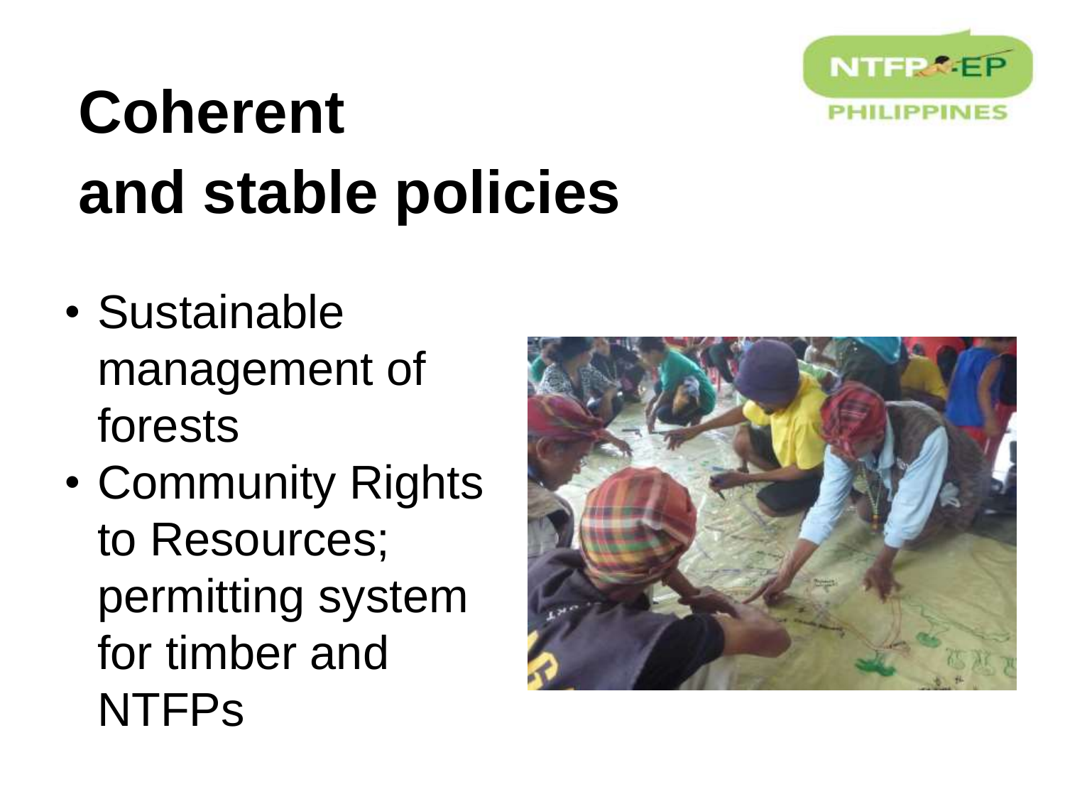# Coherent and stable policies

- Sustainable management of forests
- Community Rights to Resources; permitting system for timber and NTFPs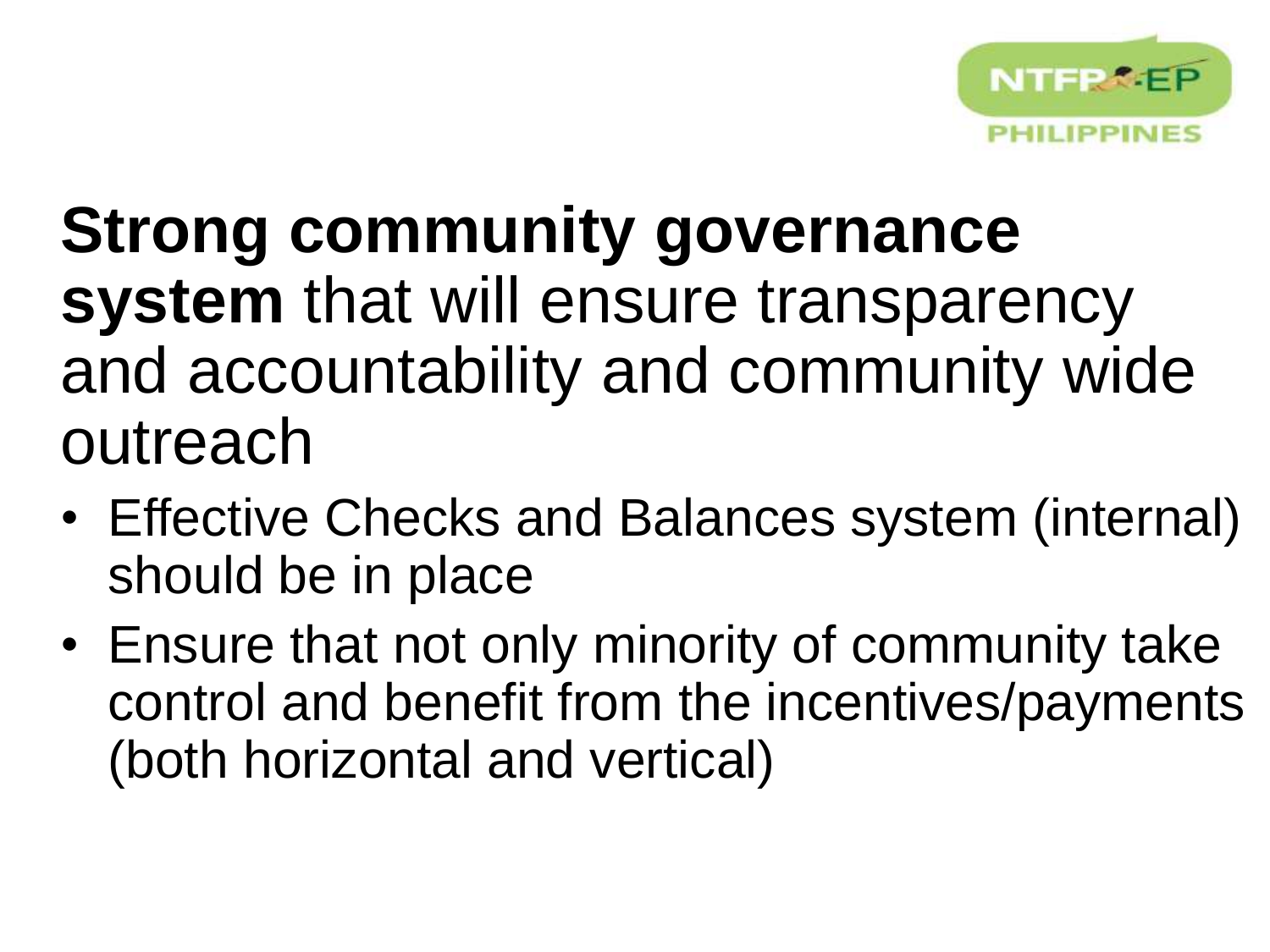**Strong community governance system** that will ensure transparency and accountability and community wide outreach

- Effective Checks and Balances system (internal) should be in place
- Ensure that not only minority of community take control and benefit from the incentives/payments (both horizontal and vertical)